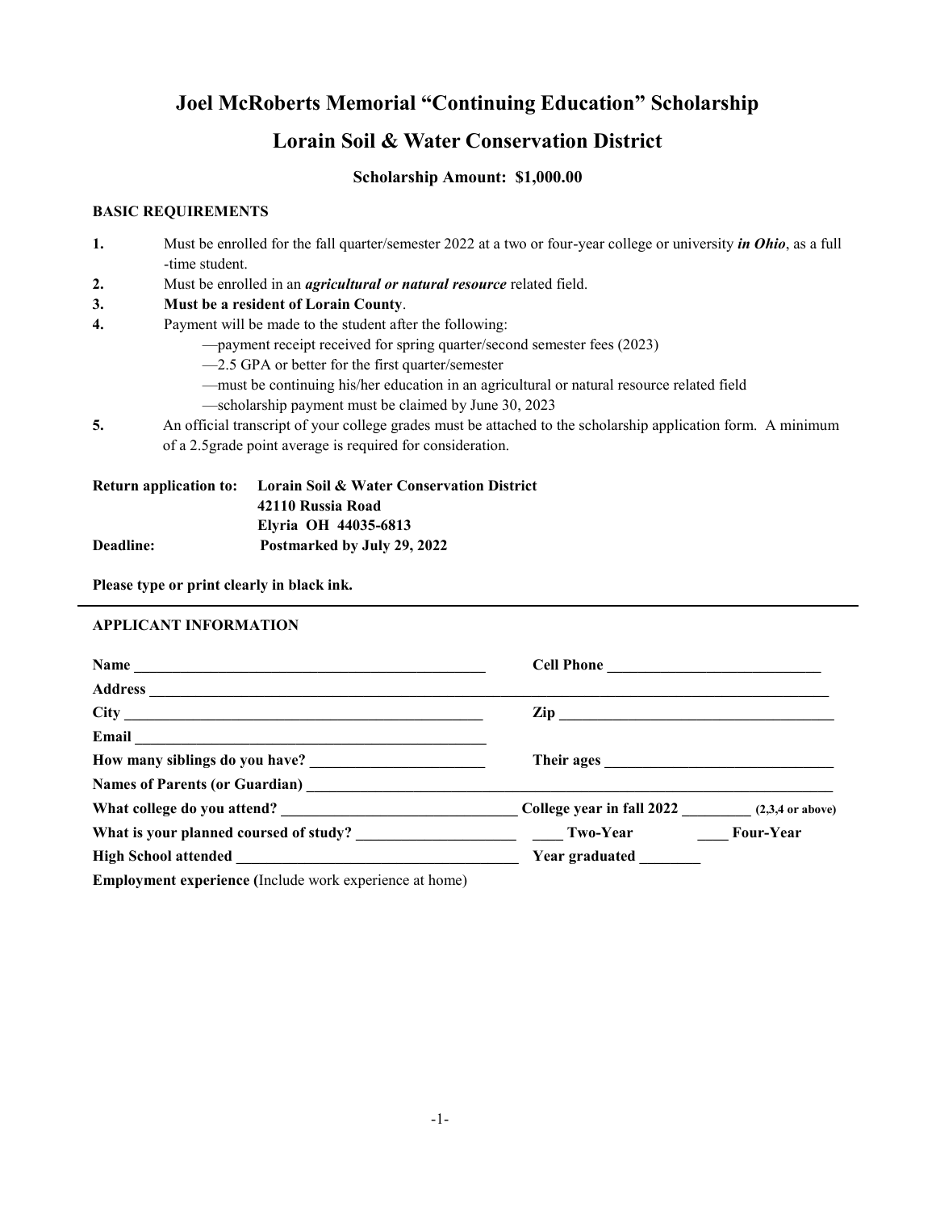# Joel McRoberts Memorial "Continuing Education" Scholarship

## Lorain Soil & Water Conservation District

**Scholarship Amount: $1,000.00**

**BASIC REQUIREMENTS**

1. Must be enrolled for the fall quarter/semester 2022 at a two or four-year college or university ***in Ohio***, as a full -time student.
2. Must be enrolled in an ***agricultural or natural resource*** related field.
3. **Must be a resident of Lorain County**.
4. Payment will be made to the student after the following:
   - —payment receipt received for spring quarter/second semester fees (2023)
   - —2.5 GPA or better for the first quarter/semester
   - —must be continuing his/her education in an agricultural or natural resource related field
   - —scholarship payment must be claimed by June 30, 2023
5. An official transcript of your college grades must be attached to the scholarship application form. A minimum of a 2.5grade point average is required for consideration.

**Return application to:** **Lorain Soil & Water Conservation District**
**42110 Russia Road**
**Elyria OH 44035-6813**

**Deadline:** **Postmarked by July 29, 2022**

**Please type or print clearly in black ink.**

---

**APPLICANT INFORMATION**

**Name** ________________________________________________ **Cell Phone** ____________________________

**Address** ______________________________________________________________________________________

**City** _________________________________________________ **Zip** ____________________________________

**Email** ________________________________________________

**How many siblings do you have?** _______________________ **Their ages** ______________________________

**Names of Parents (or Guardian)** ________________________________________________________________

**What college do you attend?** _______________________________ **College year in fall 2022** _________ **(2,3,4 or above)**

**What is your planned coursed of study?** _____________________ ____ **Two-Year** ____ **Four-Year**

**High School attended** ______________________________________ **Year graduated** ________

**Employment experience (**Include work experience at home)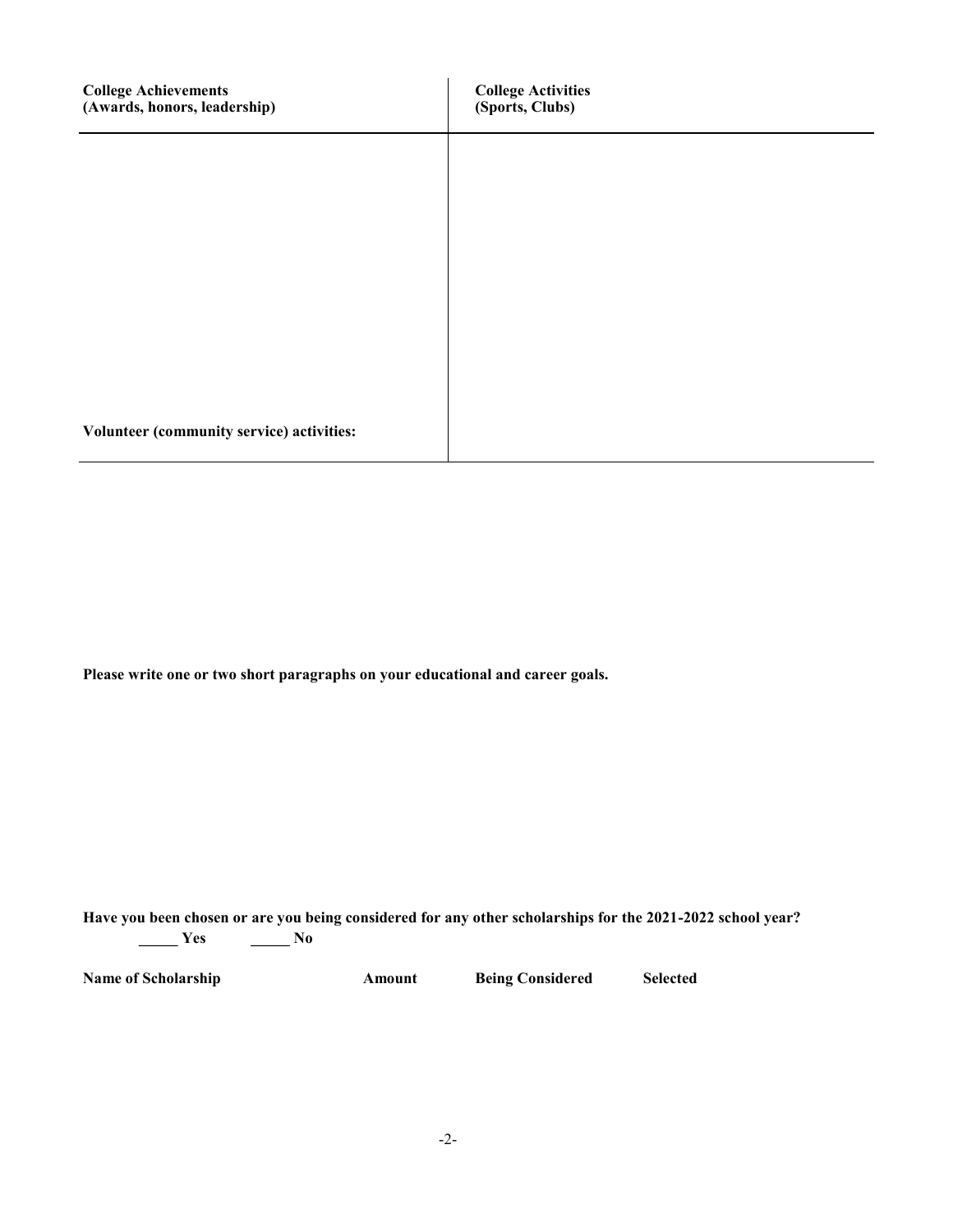| **College Achievements (Awards, honors, leadership)** | **College Activities (Sports, Clubs)** |
| --- | --- |
| | |
| **Volunteer (community service) activities:** | |

**Please write one or two short paragraphs on your educational and career goals.**

**Have you been chosen or are you being considered for any other scholarships for the 2021-2022 school year?**

**_____ Yes _____ No**

| **Name of Scholarship** | **Amount** | **Being Considered** | **Selected** |
| --- | --- | --- | --- |
| | | | |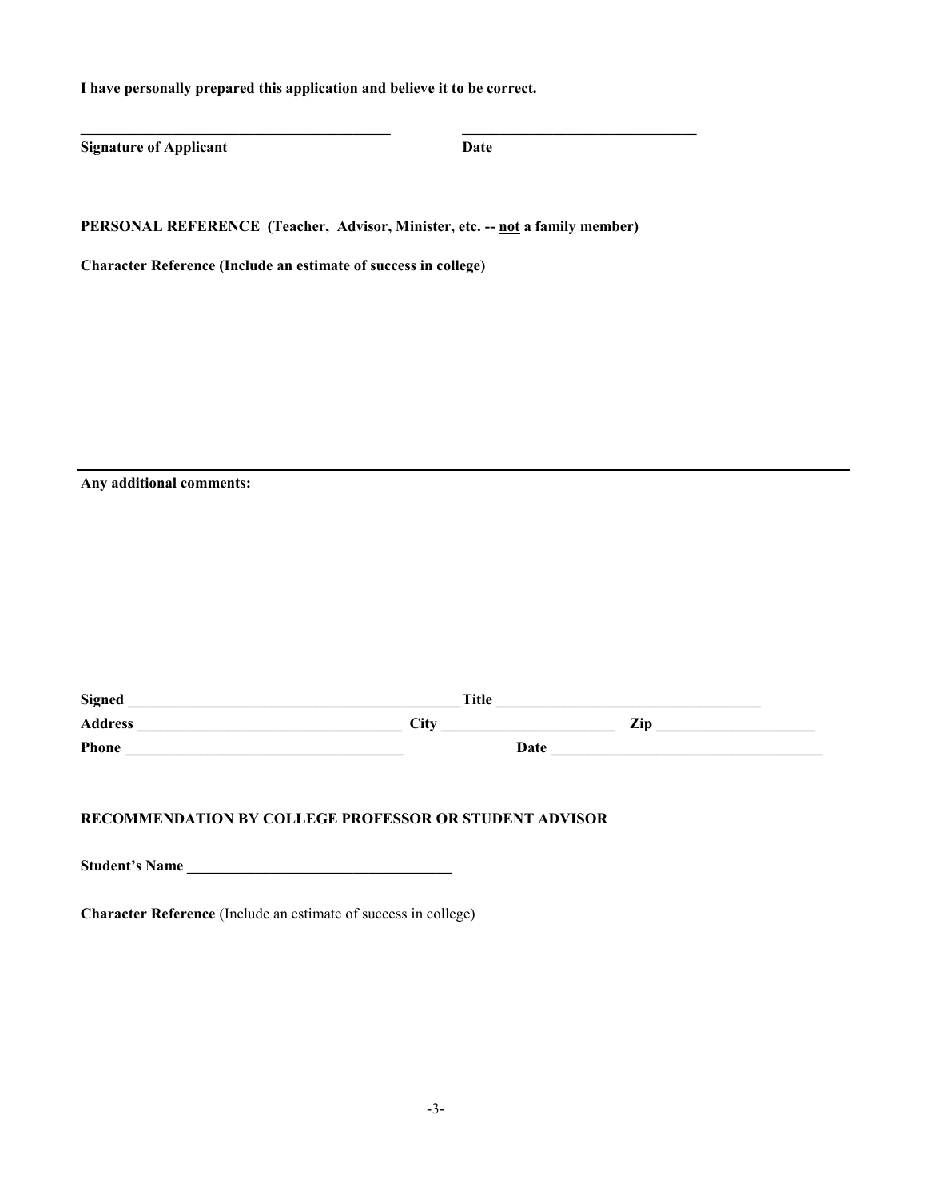**I have personally prepared this application and believe it to be correct.**

\_\_\_\_\_\_\_\_\_\_\_\_\_\_\_\_\_\_\_\_\_\_\_\_\_\_\_\_\_\_\_\_\_\_\_\_\_\_\_\_\_\_ \_\_\_\_\_\_\_\_\_\_\_\_\_\_\_\_\_\_\_\_\_\_\_\_\_\_\_\_\_\_\_\_

**Signature of Applicant** **Date**

**PERSONAL REFERENCE (Teacher, Advisor, Minister, etc. -- <u>not</u> a family member)**

**Character Reference (Include an estimate of success in college)**

---

**Any additional comments:**

**Signed** \_\_\_\_\_\_\_\_\_\_\_\_\_\_\_\_\_\_\_\_\_\_\_\_\_\_\_\_\_\_\_\_\_\_\_\_\_\_\_\_\_\_\_\_\_ **Title** \_\_\_\_\_\_\_\_\_\_\_\_\_\_\_\_\_\_\_\_\_\_\_\_\_\_\_\_\_\_\_\_\_\_\_\_

**Address** \_\_\_\_\_\_\_\_\_\_\_\_\_\_\_\_\_\_\_\_\_\_\_\_\_\_\_\_\_\_\_\_\_\_\_\_ **City** \_\_\_\_\_\_\_\_\_\_\_\_\_\_\_\_\_\_\_\_\_\_\_\_ **Zip** \_\_\_\_\_\_\_\_\_\_\_\_\_\_\_\_\_\_\_\_\_

**Phone** \_\_\_\_\_\_\_\_\_\_\_\_\_\_\_\_\_\_\_\_\_\_\_\_\_\_\_\_\_\_\_\_\_\_\_\_\_\_ **Date** \_\_\_\_\_\_\_\_\_\_\_\_\_\_\_\_\_\_\_\_\_\_\_\_\_\_\_\_\_\_\_\_\_\_\_\_\_\_

**RECOMMENDATION BY COLLEGE PROFESSOR OR STUDENT ADVISOR**

**Student's Name** \_\_\_\_\_\_\_\_\_\_\_\_\_\_\_\_\_\_\_\_\_\_\_\_\_\_\_\_\_\_\_\_\_\_\_\_

**Character Reference** (Include an estimate of success in college)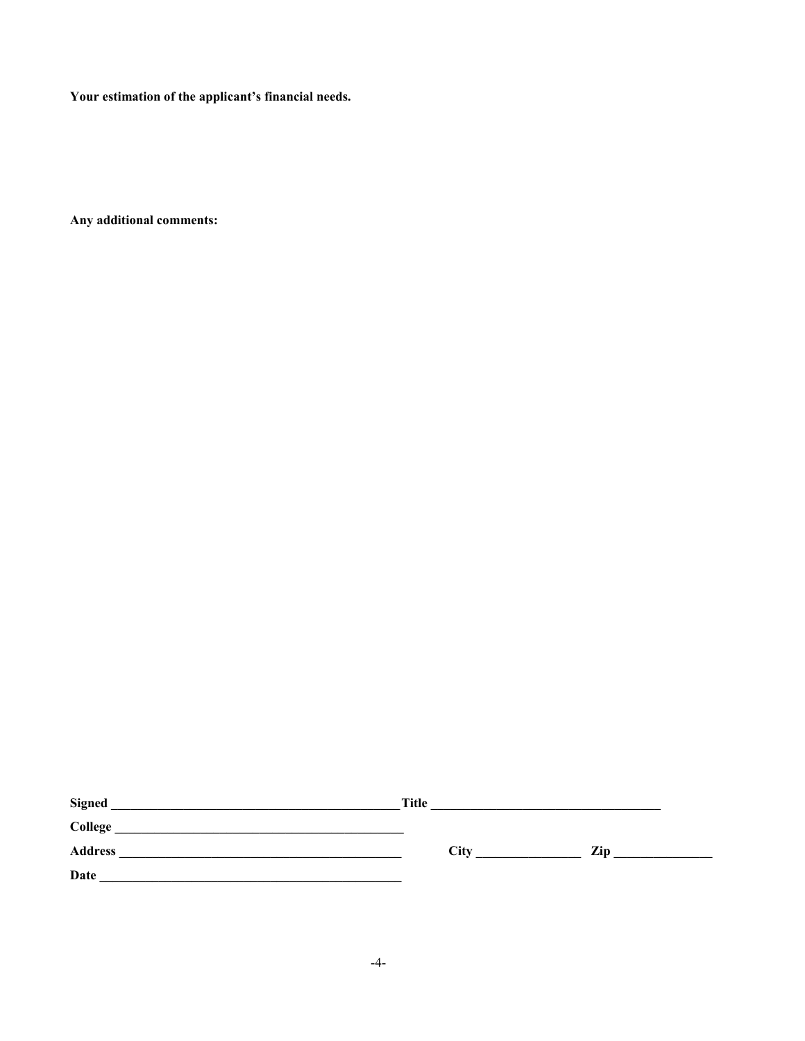**Your estimation of the applicant's financial needs.**

**Any additional comments:**

**Signed** _____________________________________________ **Title** ___________________________________

**College** _____________________________________________

**Address** _____________________________________________ **City** ________________ **Zip** _______________

**Date** _______________________________________________